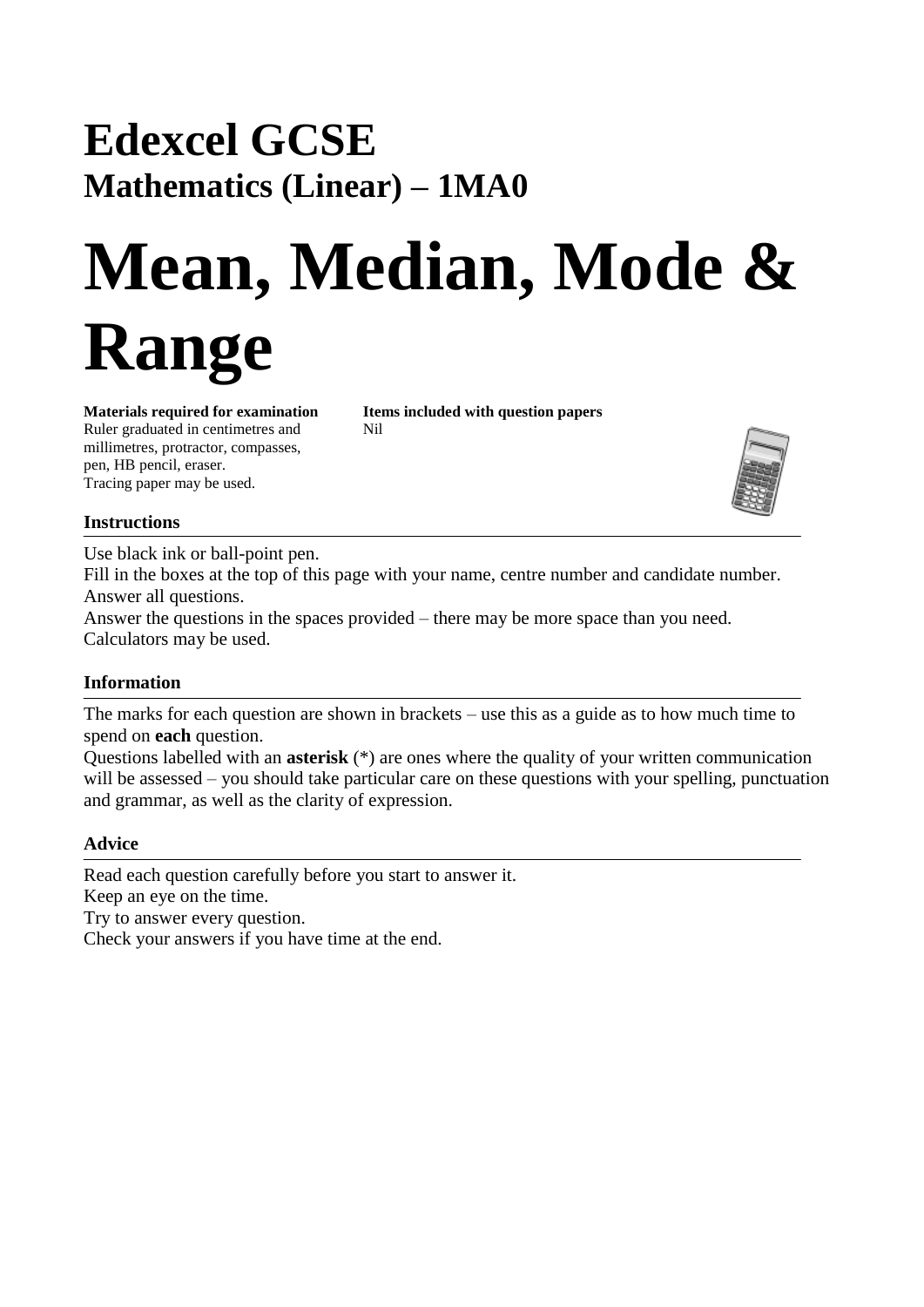# Edexcel GCSE

## Mathematics (Linear) – 1MA0

# Mean, Median, Mode & Range

**Materials required for examination**
Ruler graduated in centimetres and millimetres, protractor, compasses, pen, HB pencil, eraser.
Tracing paper may be used.

**Items included with question papers**
Nil

### Instructions

Use black ink or ball-point pen.
Fill in the boxes at the top of this page with your name, centre number and candidate number.
Answer all questions.
Answer the questions in the spaces provided – there may be more space than you need.
Calculators may be used.

### Information

The marks for each question are shown in brackets – use this as a guide as to how much time to spend on **each** question.
Questions labelled with an **asterisk** (*) are ones where the quality of your written communication will be assessed – you should take particular care on these questions with your spelling, punctuation and grammar, as well as the clarity of expression.

### Advice

Read each question carefully before you start to answer it.
Keep an eye on the time.
Try to answer every question.
Check your answers if you have time at the end.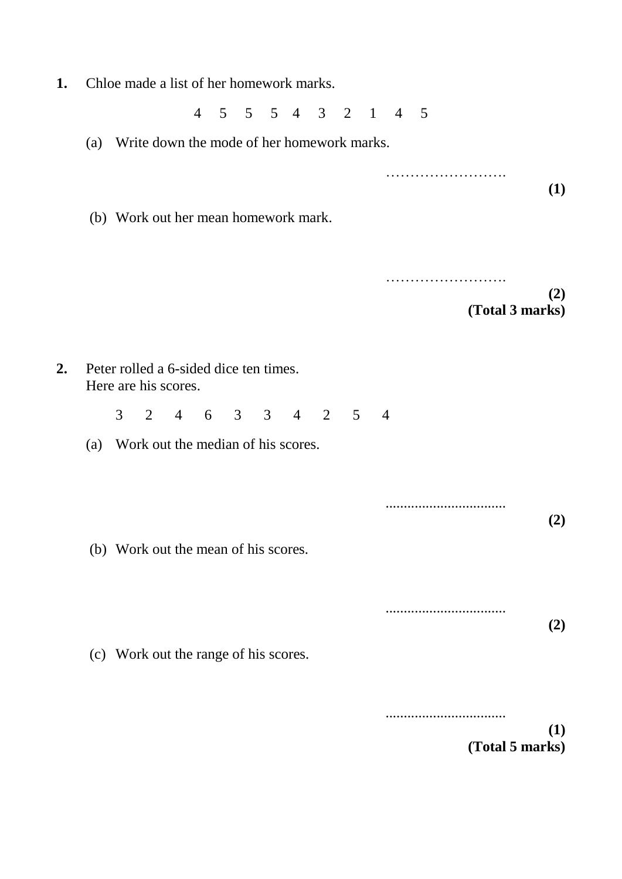**1.** Chloe made a list of her homework marks.

4 5 5 5 4 3 2 1 4 5

(a) Write down the mode of her homework marks.

…………………….

**(1)**

(b) Work out her mean homework mark.

…………………….

**(2)**

**(Total 3 marks)**

**2.** Peter rolled a 6-sided dice ten times.
Here are his scores.

3 2 4 6 3 3 4 2 5 4

(a) Work out the median of his scores.

.................................

**(2)**

(b) Work out the mean of his scores.

.................................

**(2)**

(c) Work out the range of his scores.

.................................

**(1)**

**(Total 5 marks)**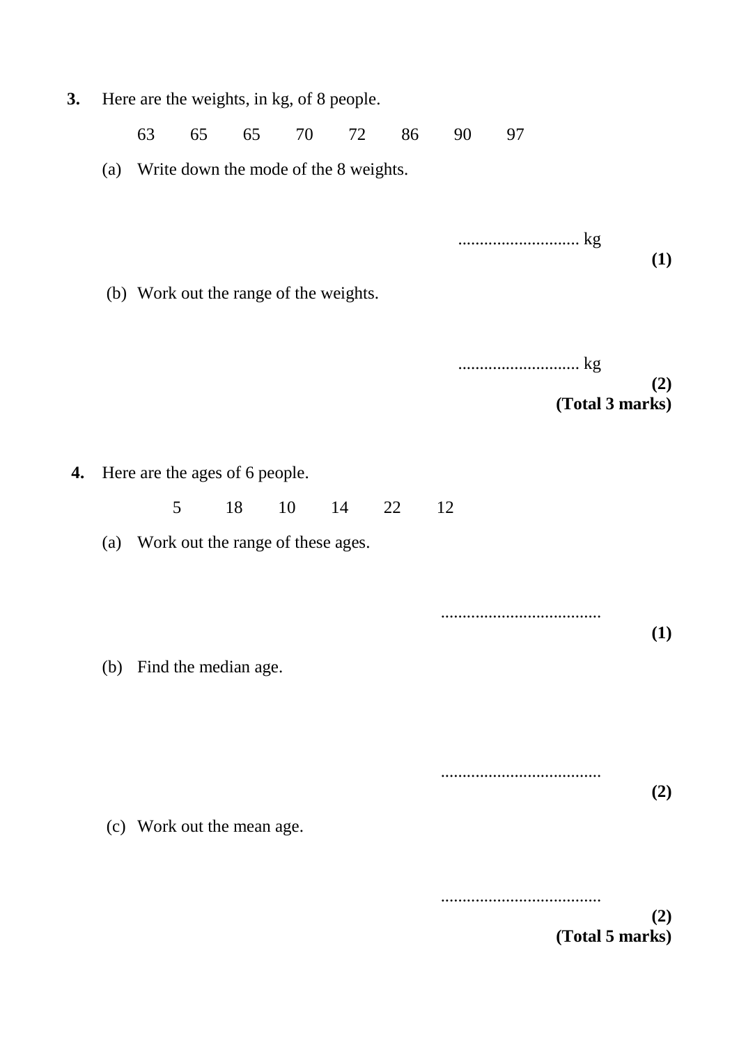**3.** Here are the weights, in kg, of 8 people.

63 65 65 70 72 86 90 97

(a) Write down the mode of the 8 weights.

............................ kg

**(1)**

(b) Work out the range of the weights.

............................ kg

**(2)**

**(Total 3 marks)**

**4.** Here are the ages of 6 people.

5 18 10 14 22 12

(a) Work out the range of these ages.

.....................................

**(1)**

(b) Find the median age.

.....................................

**(2)**

(c) Work out the mean age.

.....................................

**(2)**

**(Total 5 marks)**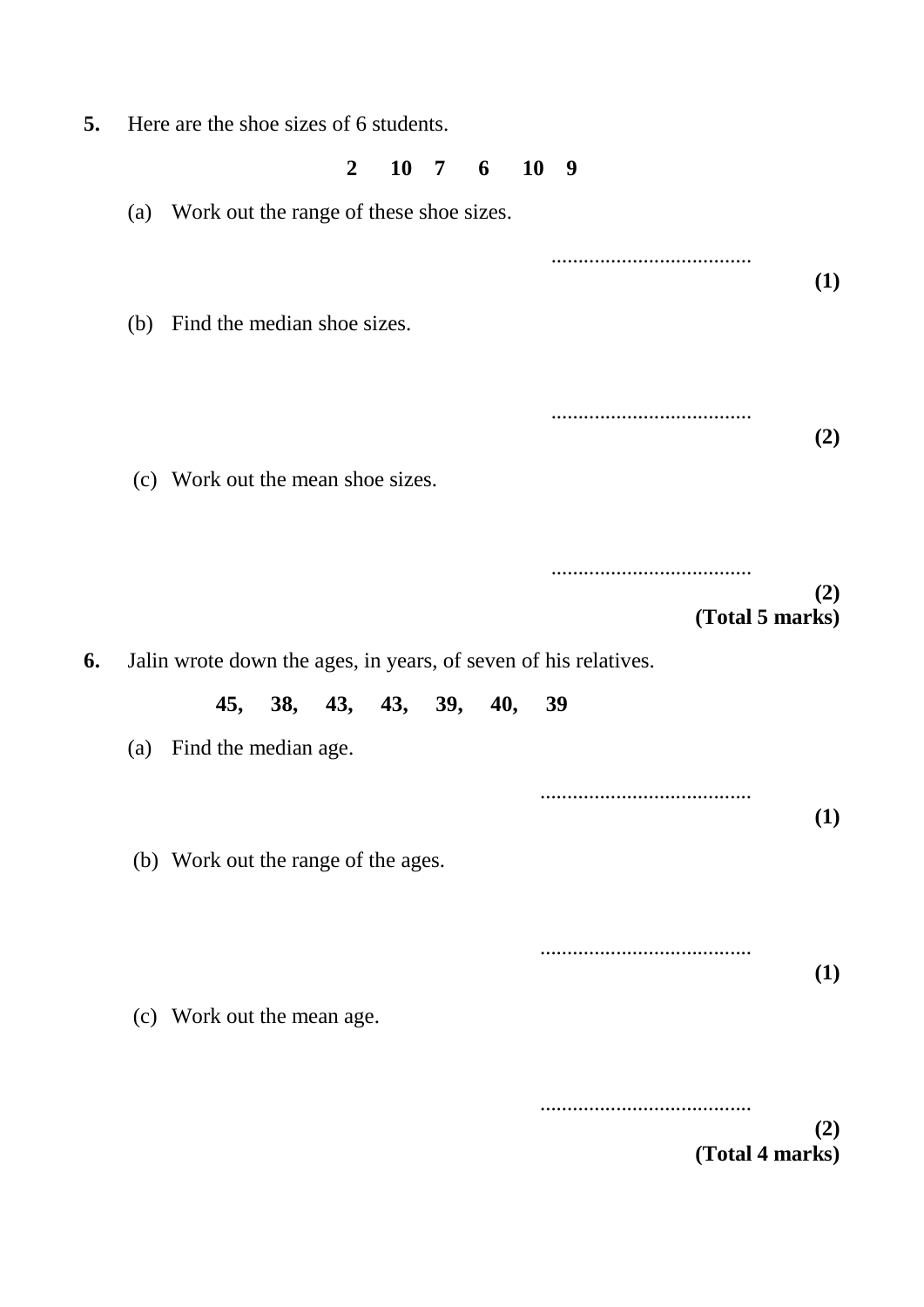**5.** Here are the shoe sizes of 6 students.

**2 10 7 6 10 9**

(a) Work out the range of these shoe sizes.

.....................................

**(1)**

(b) Find the median shoe sizes.

.....................................

**(2)**

(c) Work out the mean shoe sizes.

.....................................

**(2)**

**(Total 5 marks)**

**6.** Jalin wrote down the ages, in years, of seven of his relatives.

**45, 38, 43, 43, 39, 40, 39**

(a) Find the median age.

.......................................

**(1)**

(b) Work out the range of the ages.

.......................................

**(1)**

(c) Work out the mean age.

.......................................

**(2)**

**(Total 4 marks)**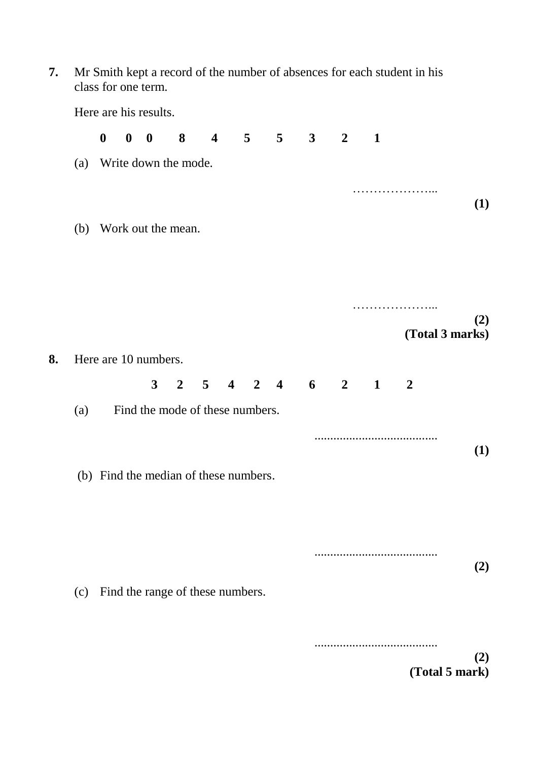**7.** Mr Smith kept a record of the number of absences for each student in his class for one term.

Here are his results.

**0 0 0 8 4 5 5 3 2 1**

(a) Write down the mode.

………………...

**(1)**

(b) Work out the mean.

………………...

**(2)**

**(Total 3 marks)**

**8.** Here are 10 numbers.

**3 2 5 4 2 4 6 2 1 2**

(a) Find the mode of these numbers.

.......................................

**(1)**

(b) Find the median of these numbers.

.......................................

**(2)**

(c) Find the range of these numbers.

.......................................

**(2)**

**(Total 5 mark)**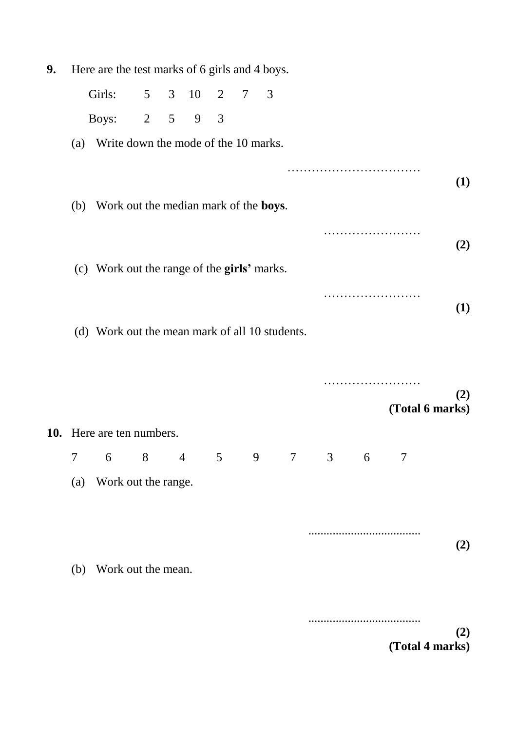**9.** Here are the test marks of 6 girls and 4 boys.

| | | | | | | |
|---|---|---|---|---|---|---|
| Girls: | 5 | 3 | 10 | 2 | 7 | 3 |
| Boys: | 2 | 5 | 9 | 3 | | |

(a) Write down the mode of the 10 marks.

……………………………

**(1)**

(b) Work out the median mark of the **boys**.

……………………

**(2)**

(c) Work out the range of the **girls'** marks.

……………………

**(1)**

(d) Work out the mean mark of all 10 students.

……………………

**(2)**
**(Total 6 marks)**

**10.** Here are ten numbers.

7 6 8 4 5 9 7 3 6 7

(a) Work out the range.

.....................................

**(2)**

(b) Work out the mean.

.....................................

**(2)**
**(Total 4 marks)**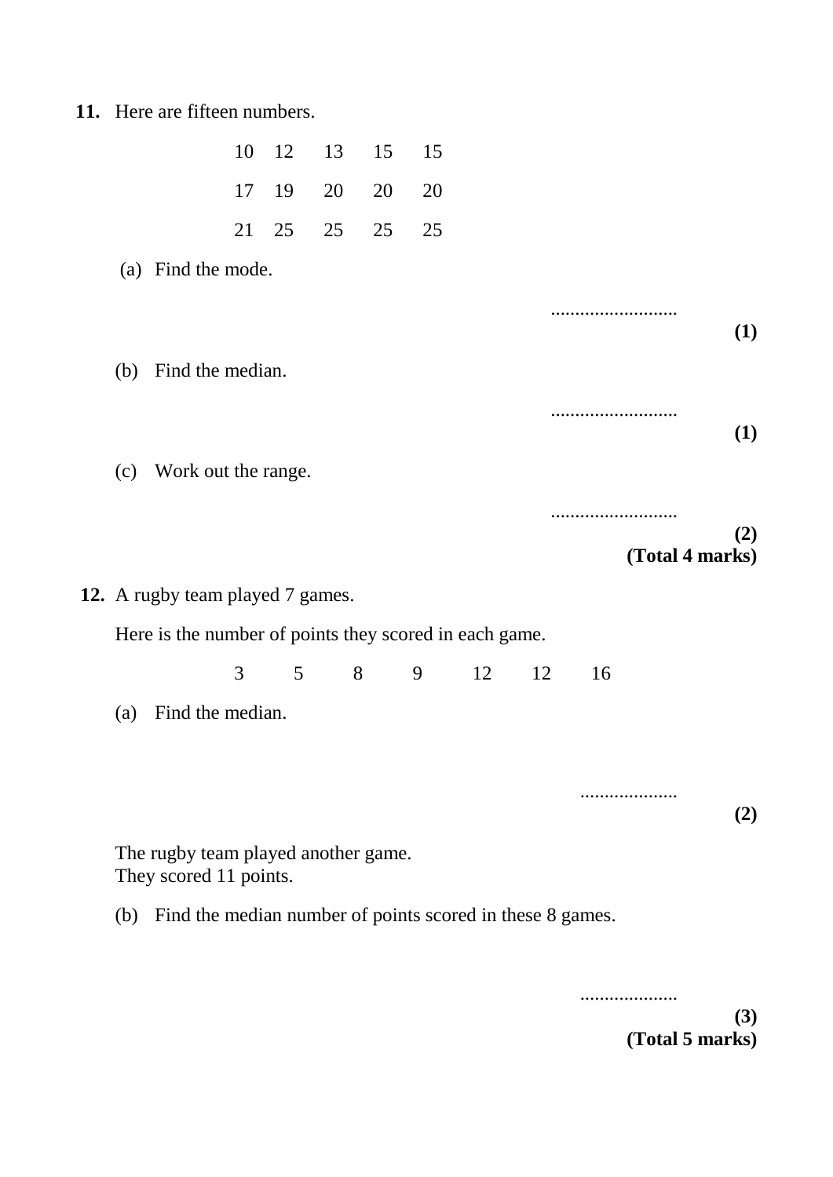**11.** Here are fifteen numbers.

| | | | | |
|---|---|---|---|---|
| 10 | 12 | 13 | 15 | 15 |
| 17 | 19 | 20 | 20 | 20 |
| 21 | 25 | 25 | 25 | 25 |

(a) Find the mode.

..........................

**(1)**

(b) Find the median.

..........................

**(1)**

(c) Work out the range.

..........................

**(2)**

**(Total 4 marks)**

**12.** A rugby team played 7 games.

Here is the number of points they scored in each game.

3 5 8 9 12 12 16

(a) Find the median.

....................

**(2)**

The rugby team played another game.
They scored 11 points.

(b) Find the median number of points scored in these 8 games.

....................

**(3)**

**(Total 5 marks)**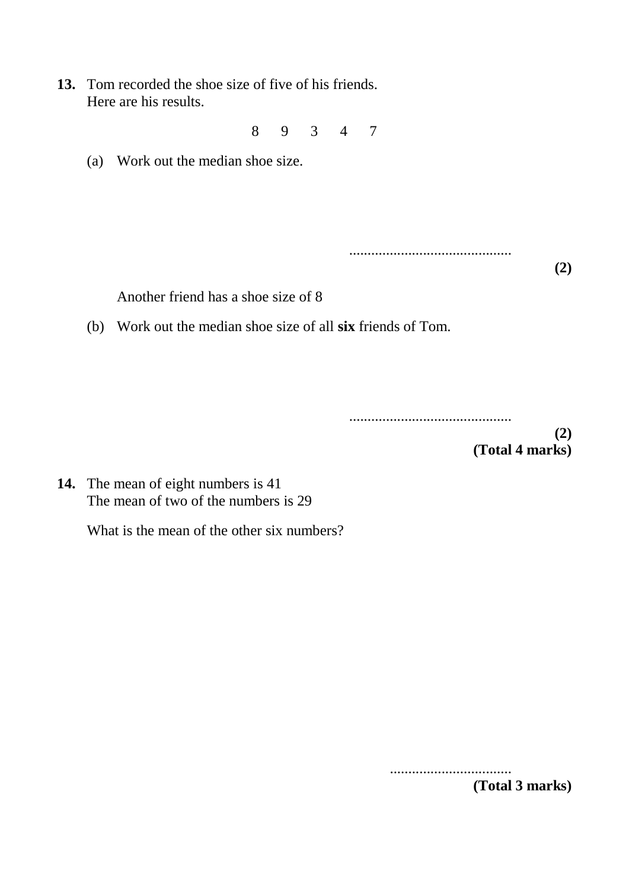**13.** Tom recorded the shoe size of five of his friends.
Here are his results.

8 9 3 4 7

(a) Work out the median shoe size.

............................................

**(2)**

Another friend has a shoe size of 8

(b) Work out the median shoe size of all **six** friends of Tom.

............................................

**(2)**
**(Total 4 marks)**

**14.** The mean of eight numbers is 41
The mean of two of the numbers is 29

What is the mean of the other six numbers?

.................................
**(Total 3 marks)**